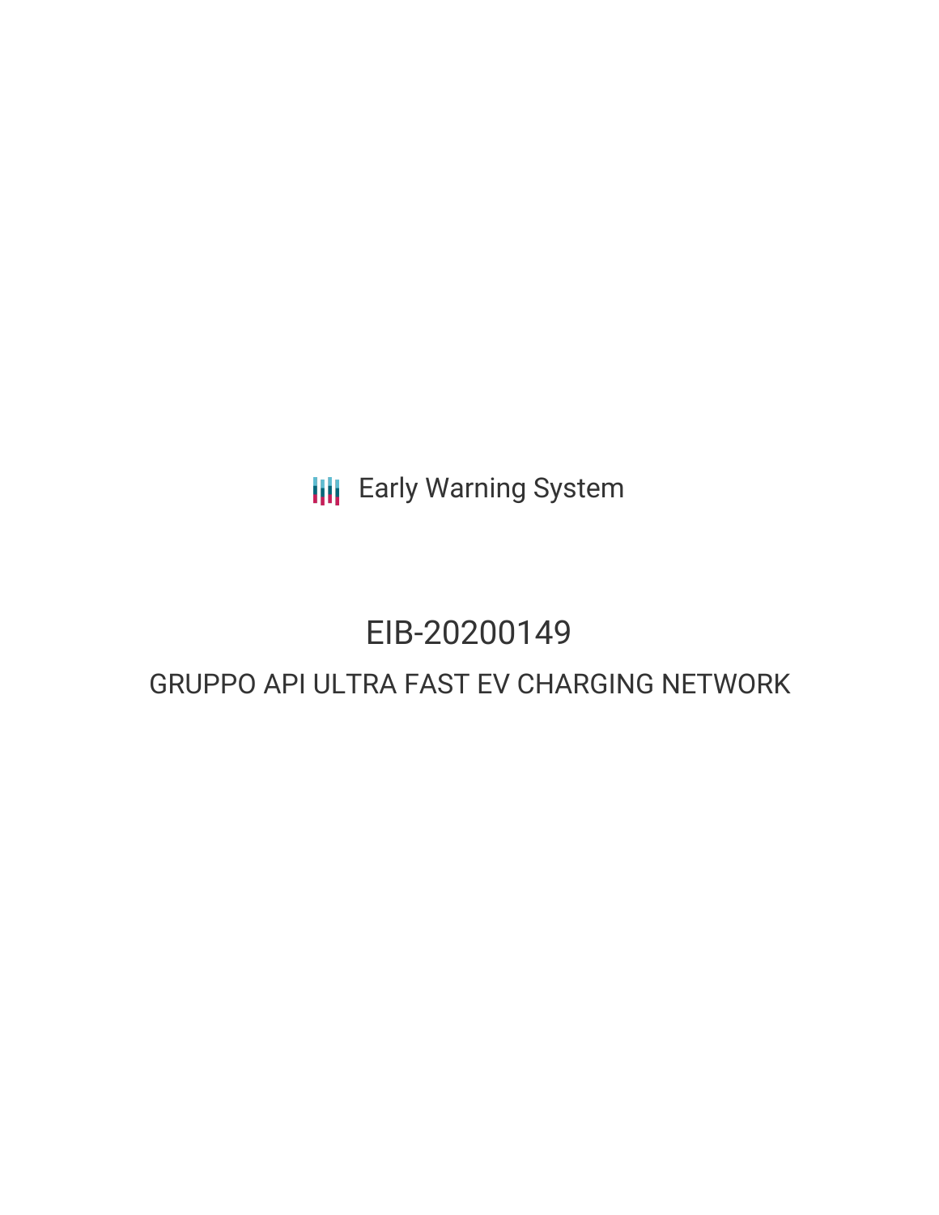Early Warning System

# EIB-20200149

## GRUPPO API ULTRA FAST EV CHARGING NETWORK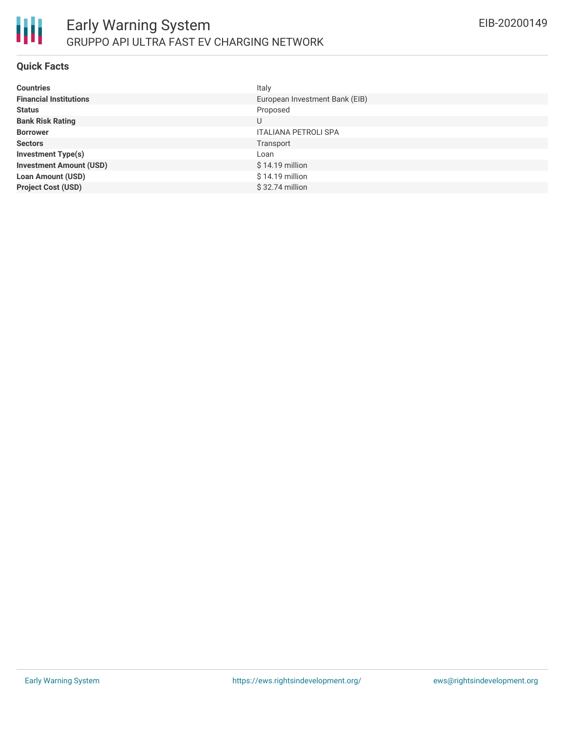## Quick Facts

| | |
|---|---|
| **Countries** | Italy |
| **Financial Institutions** | European Investment Bank (EIB) |
| **Status** | Proposed |
| **Bank Risk Rating** | U |
| **Borrower** | ITALIANA PETROLI SPA |
| **Sectors** | Transport |
| **Investment Type(s)** | Loan |
| **Investment Amount (USD)** | $ 14.19 million |
| **Loan Amount (USD)** | $ 14.19 million |
| **Project Cost (USD)** | $ 32.74 million |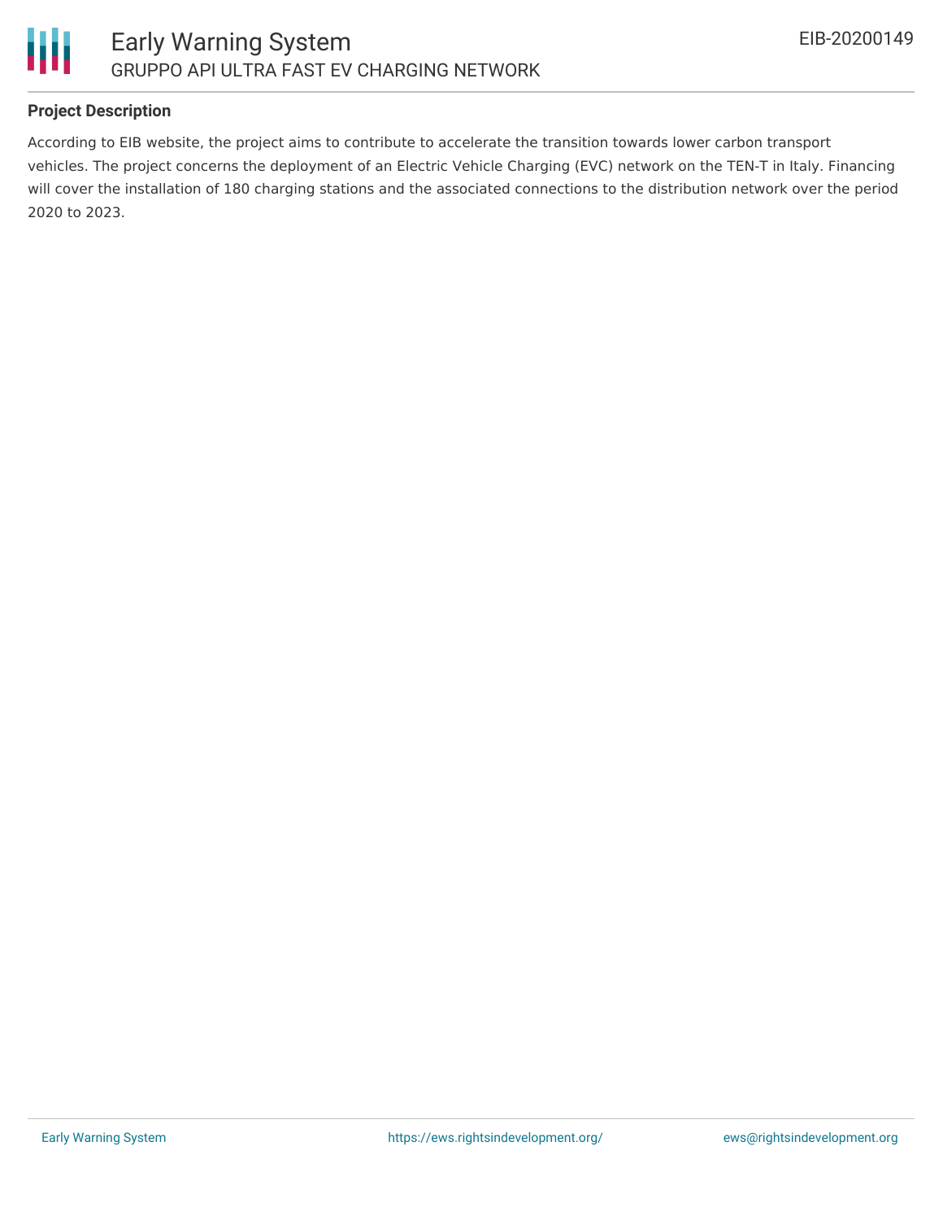## Project Description

According to EIB website, the project aims to contribute to accelerate the transition towards lower carbon transport vehicles. The project concerns the deployment of an Electric Vehicle Charging (EVC) network on the TEN-T in Italy. Financing will cover the installation of 180 charging stations and the associated connections to the distribution network over the period 2020 to 2023.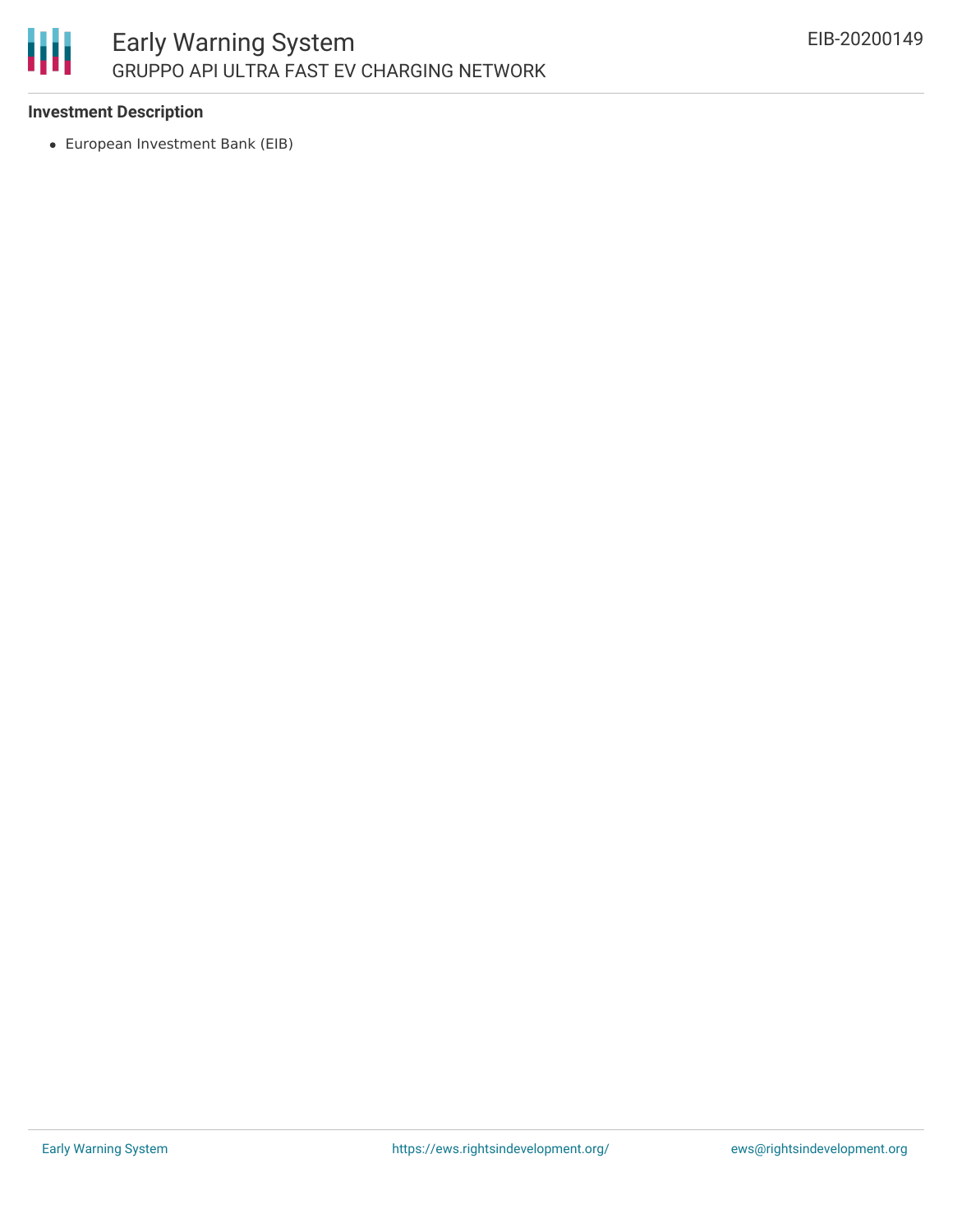### Investment Description

- European Investment Bank (EIB)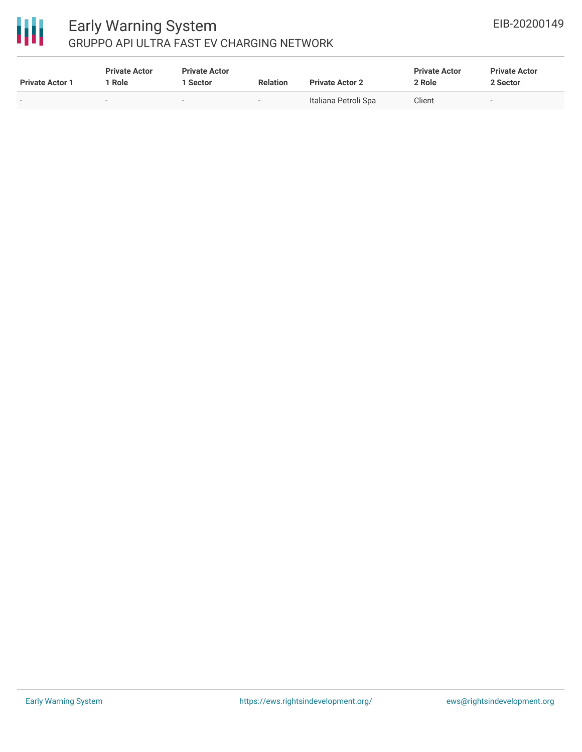| Private Actor 1 | Private Actor 1 Role | Private Actor 1 Sector | Relation | Private Actor 2 | Private Actor 2 Role | Private Actor 2 Sector |
|---|---|---|---|---|---|---|
| - | - | - | - | Italiana Petroli Spa | Client | - |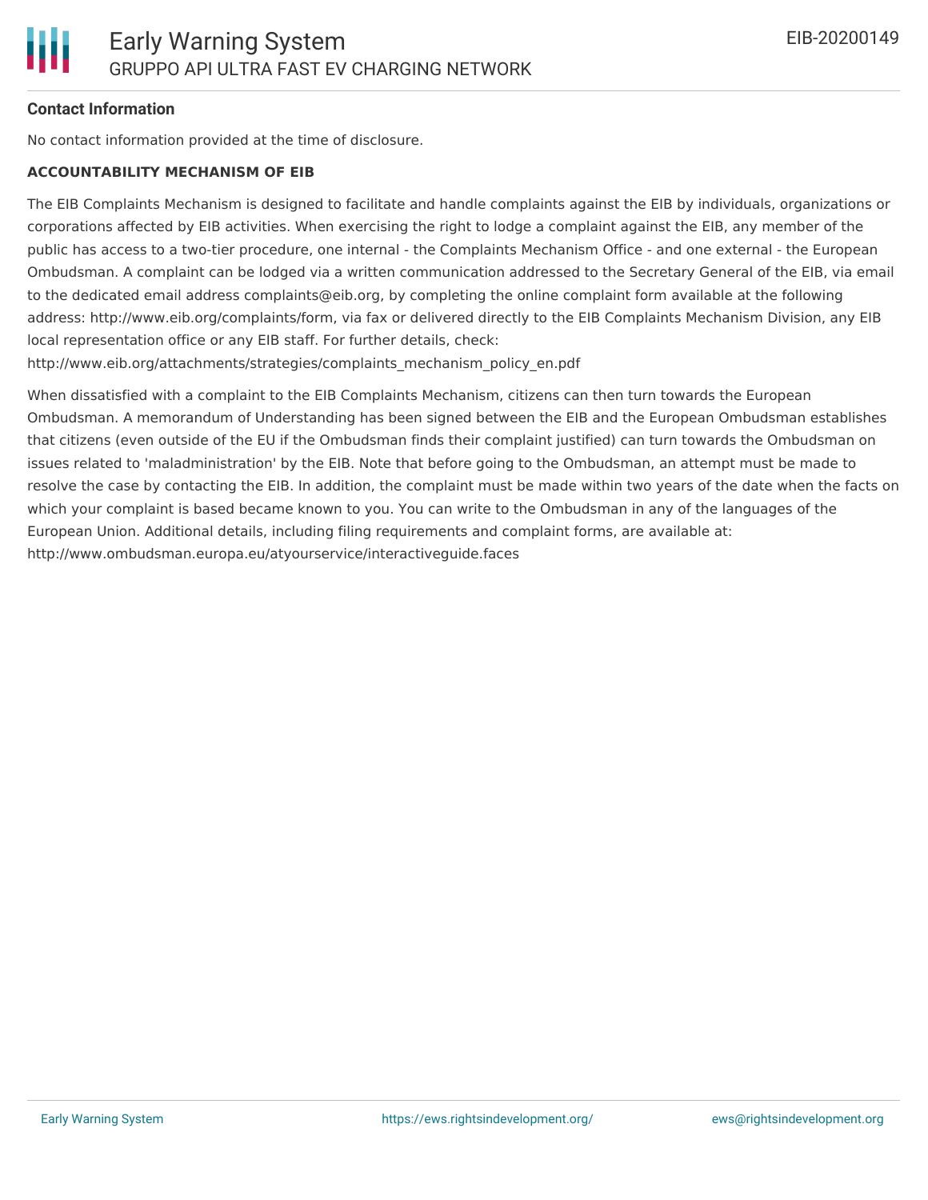### Contact Information

No contact information provided at the time of disclosure.

**ACCOUNTABILITY MECHANISM OF EIB**

The EIB Complaints Mechanism is designed to facilitate and handle complaints against the EIB by individuals, organizations or corporations affected by EIB activities. When exercising the right to lodge a complaint against the EIB, any member of the public has access to a two-tier procedure, one internal - the Complaints Mechanism Office - and one external - the European Ombudsman. A complaint can be lodged via a written communication addressed to the Secretary General of the EIB, via email to the dedicated email address complaints@eib.org, by completing the online complaint form available at the following address: http://www.eib.org/complaints/form, via fax or delivered directly to the EIB Complaints Mechanism Division, any EIB local representation office or any EIB staff. For further details, check: http://www.eib.org/attachments/strategies/complaints_mechanism_policy_en.pdf

When dissatisfied with a complaint to the EIB Complaints Mechanism, citizens can then turn towards the European Ombudsman. A memorandum of Understanding has been signed between the EIB and the European Ombudsman establishes that citizens (even outside of the EU if the Ombudsman finds their complaint justified) can turn towards the Ombudsman on issues related to 'maladministration' by the EIB. Note that before going to the Ombudsman, an attempt must be made to resolve the case by contacting the EIB. In addition, the complaint must be made within two years of the date when the facts on which your complaint is based became known to you. You can write to the Ombudsman in any of the languages of the European Union. Additional details, including filing requirements and complaint forms, are available at: http://www.ombudsman.europa.eu/atyourservice/interactiveguide.faces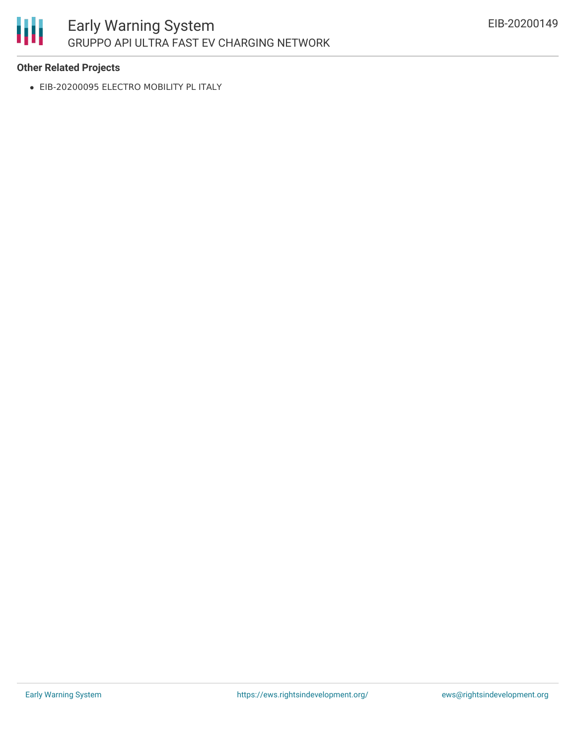**Other Related Projects**

- EIB-20200095 ELECTRO MOBILITY PL ITALY